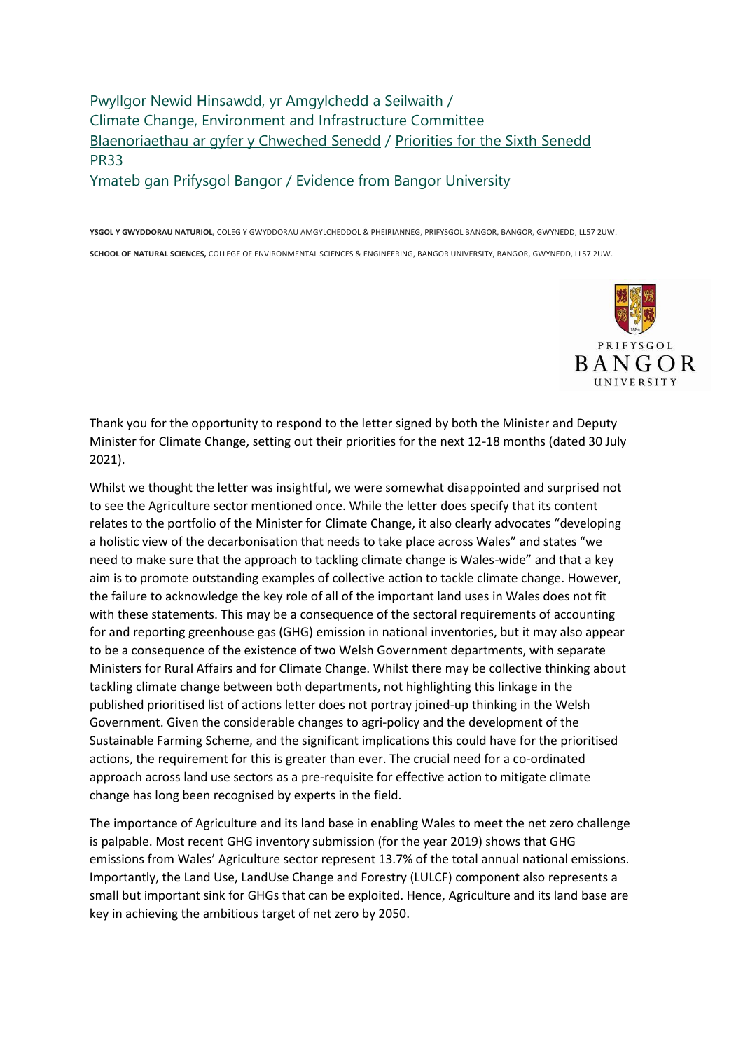Pwyllgor Newid Hinsawdd, yr Amgylchedd a Seilwaith /
Climate Change, Environment and Infrastructure Committee
Blaenoriaethau ar gyfer y Chweched Senedd / Priorities for the Sixth Senedd
PR33
Ymateb gan Prifysgol Bangor / Evidence from Bangor University

**YSGOL Y GWYDDORAU NATURIOL,** COLEG Y GWYDDORAU AMGYLCHEDDOL & PHEIRIANNEG, PRIFYSGOL BANGOR, BANGOR, GWYNEDD, LL57 2UW.

**SCHOOL OF NATURAL SCIENCES,** COLLEGE OF ENVIRONMENTAL SCIENCES & ENGINEERING, BANGOR UNIVERSITY, BANGOR, GWYNEDD, LL57 2UW.

PRIFYSGOL
BANGOR
UNIVERSITY

Thank you for the opportunity to respond to the letter signed by both the Minister and Deputy Minister for Climate Change, setting out their priorities for the next 12-18 months (dated 30 July 2021).

Whilst we thought the letter was insightful, we were somewhat disappointed and surprised not to see the Agriculture sector mentioned once. While the letter does specify that its content relates to the portfolio of the Minister for Climate Change, it also clearly advocates "developing a holistic view of the decarbonisation that needs to take place across Wales" and states "we need to make sure that the approach to tackling climate change is Wales-wide" and that a key aim is to promote outstanding examples of collective action to tackle climate change. However, the failure to acknowledge the key role of all of the important land uses in Wales does not fit with these statements. This may be a consequence of the sectoral requirements of accounting for and reporting greenhouse gas (GHG) emission in national inventories, but it may also appear to be a consequence of the existence of two Welsh Government departments, with separate Ministers for Rural Affairs and for Climate Change. Whilst there may be collective thinking about tackling climate change between both departments, not highlighting this linkage in the published prioritised list of actions letter does not portray joined-up thinking in the Welsh Government. Given the considerable changes to agri-policy and the development of the Sustainable Farming Scheme, and the significant implications this could have for the prioritised actions, the requirement for this is greater than ever. The crucial need for a co-ordinated approach across land use sectors as a pre-requisite for effective action to mitigate climate change has long been recognised by experts in the field.

The importance of Agriculture and its land base in enabling Wales to meet the net zero challenge is palpable. Most recent GHG inventory submission (for the year 2019) shows that GHG emissions from Wales' Agriculture sector represent 13.7% of the total annual national emissions. Importantly, the Land Use, LandUse Change and Forestry (LULCF) component also represents a small but important sink for GHGs that can be exploited. Hence, Agriculture and its land base are key in achieving the ambitious target of net zero by 2050.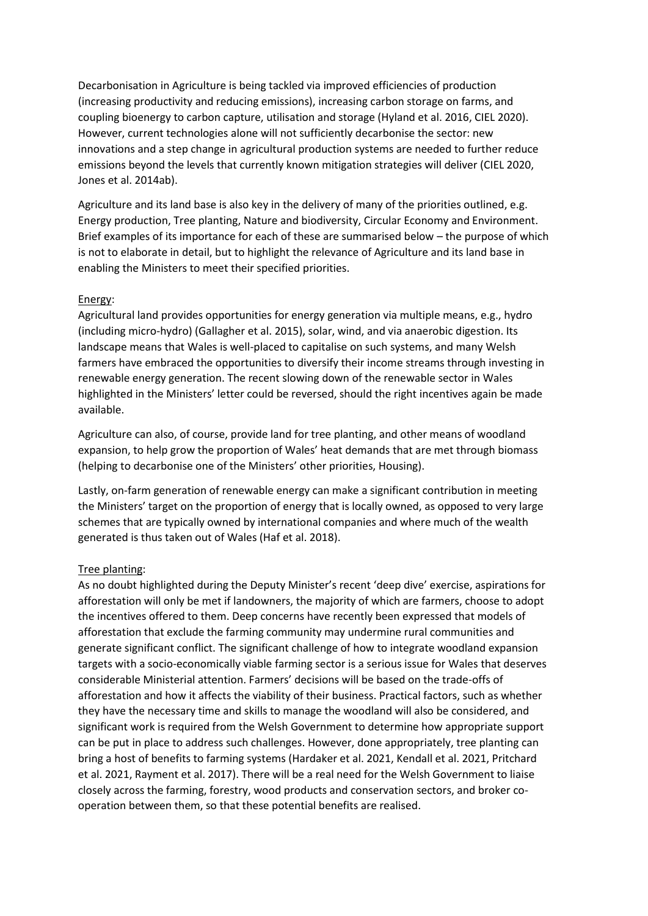Decarbonisation in Agriculture is being tackled via improved efficiencies of production (increasing productivity and reducing emissions), increasing carbon storage on farms, and coupling bioenergy to carbon capture, utilisation and storage (Hyland et al. 2016, CIEL 2020). However, current technologies alone will not sufficiently decarbonise the sector: new innovations and a step change in agricultural production systems are needed to further reduce emissions beyond the levels that currently known mitigation strategies will deliver (CIEL 2020, Jones et al. 2014ab).

Agriculture and its land base is also key in the delivery of many of the priorities outlined, e.g. Energy production, Tree planting, Nature and biodiversity, Circular Economy and Environment. Brief examples of its importance for each of these are summarised below – the purpose of which is not to elaborate in detail, but to highlight the relevance of Agriculture and its land base in enabling the Ministers to meet their specified priorities.

<u>Energy</u>:

Agricultural land provides opportunities for energy generation via multiple means, e.g., hydro (including micro-hydro) (Gallagher et al. 2015), solar, wind, and via anaerobic digestion. Its landscape means that Wales is well-placed to capitalise on such systems, and many Welsh farmers have embraced the opportunities to diversify their income streams through investing in renewable energy generation. The recent slowing down of the renewable sector in Wales highlighted in the Ministers' letter could be reversed, should the right incentives again be made available.

Agriculture can also, of course, provide land for tree planting, and other means of woodland expansion, to help grow the proportion of Wales' heat demands that are met through biomass (helping to decarbonise one of the Ministers' other priorities, Housing).

Lastly, on-farm generation of renewable energy can make a significant contribution in meeting the Ministers' target on the proportion of energy that is locally owned, as opposed to very large schemes that are typically owned by international companies and where much of the wealth generated is thus taken out of Wales (Haf et al. 2018).

<u>Tree planting</u>:

As no doubt highlighted during the Deputy Minister's recent 'deep dive' exercise, aspirations for afforestation will only be met if landowners, the majority of which are farmers, choose to adopt the incentives offered to them. Deep concerns have recently been expressed that models of afforestation that exclude the farming community may undermine rural communities and generate significant conflict. The significant challenge of how to integrate woodland expansion targets with a socio-economically viable farming sector is a serious issue for Wales that deserves considerable Ministerial attention. Farmers' decisions will be based on the trade-offs of afforestation and how it affects the viability of their business. Practical factors, such as whether they have the necessary time and skills to manage the woodland will also be considered, and significant work is required from the Welsh Government to determine how appropriate support can be put in place to address such challenges. However, done appropriately, tree planting can bring a host of benefits to farming systems (Hardaker et al. 2021, Kendall et al. 2021, Pritchard et al. 2021, Rayment et al. 2017). There will be a real need for the Welsh Government to liaise closely across the farming, forestry, wood products and conservation sectors, and broker co-operation between them, so that these potential benefits are realised.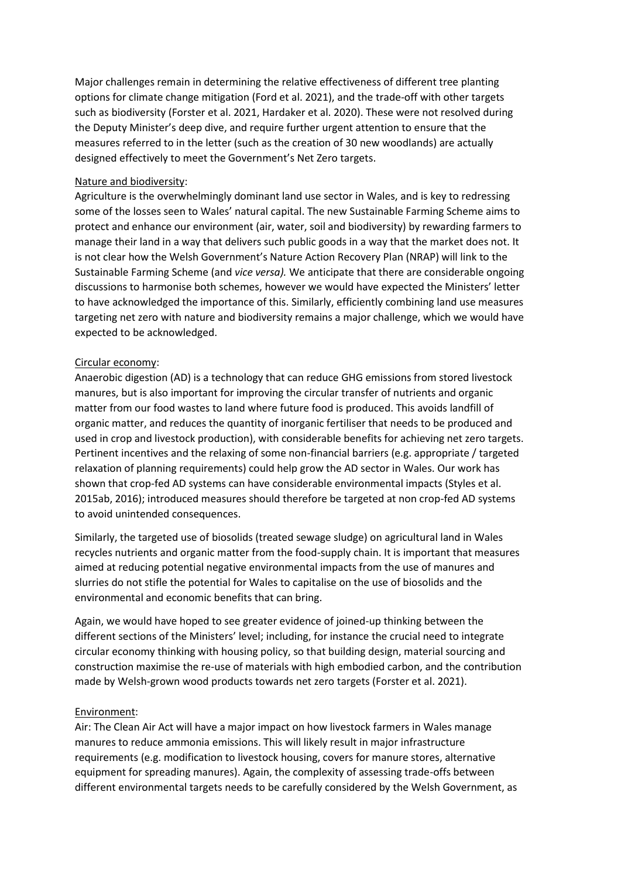Major challenges remain in determining the relative effectiveness of different tree planting options for climate change mitigation (Ford et al. 2021), and the trade-off with other targets such as biodiversity (Forster et al. 2021, Hardaker et al. 2020). These were not resolved during the Deputy Minister's deep dive, and require further urgent attention to ensure that the measures referred to in the letter (such as the creation of 30 new woodlands) are actually designed effectively to meet the Government's Net Zero targets.

Nature and biodiversity:

Agriculture is the overwhelmingly dominant land use sector in Wales, and is key to redressing some of the losses seen to Wales' natural capital. The new Sustainable Farming Scheme aims to protect and enhance our environment (air, water, soil and biodiversity) by rewarding farmers to manage their land in a way that delivers such public goods in a way that the market does not. It is not clear how the Welsh Government's Nature Action Recovery Plan (NRAP) will link to the Sustainable Farming Scheme (and *vice versa).* We anticipate that there are considerable ongoing discussions to harmonise both schemes, however we would have expected the Ministers' letter to have acknowledged the importance of this. Similarly, efficiently combining land use measures targeting net zero with nature and biodiversity remains a major challenge, which we would have expected to be acknowledged.

Circular economy:

Anaerobic digestion (AD) is a technology that can reduce GHG emissions from stored livestock manures, but is also important for improving the circular transfer of nutrients and organic matter from our food wastes to land where future food is produced. This avoids landfill of organic matter, and reduces the quantity of inorganic fertiliser that needs to be produced and used in crop and livestock production), with considerable benefits for achieving net zero targets. Pertinent incentives and the relaxing of some non-financial barriers (e.g. appropriate / targeted relaxation of planning requirements) could help grow the AD sector in Wales. Our work has shown that crop-fed AD systems can have considerable environmental impacts (Styles et al. 2015ab, 2016); introduced measures should therefore be targeted at non crop-fed AD systems to avoid unintended consequences.

Similarly, the targeted use of biosolids (treated sewage sludge) on agricultural land in Wales recycles nutrients and organic matter from the food-supply chain. It is important that measures aimed at reducing potential negative environmental impacts from the use of manures and slurries do not stifle the potential for Wales to capitalise on the use of biosolids and the environmental and economic benefits that can bring.

Again, we would have hoped to see greater evidence of joined-up thinking between the different sections of the Ministers' level; including, for instance the crucial need to integrate circular economy thinking with housing policy, so that building design, material sourcing and construction maximise the re-use of materials with high embodied carbon, and the contribution made by Welsh-grown wood products towards net zero targets (Forster et al. 2021).

Environment:

Air: The Clean Air Act will have a major impact on how livestock farmers in Wales manage manures to reduce ammonia emissions. This will likely result in major infrastructure requirements (e.g. modification to livestock housing, covers for manure stores, alternative equipment for spreading manures). Again, the complexity of assessing trade-offs between different environmental targets needs to be carefully considered by the Welsh Government, as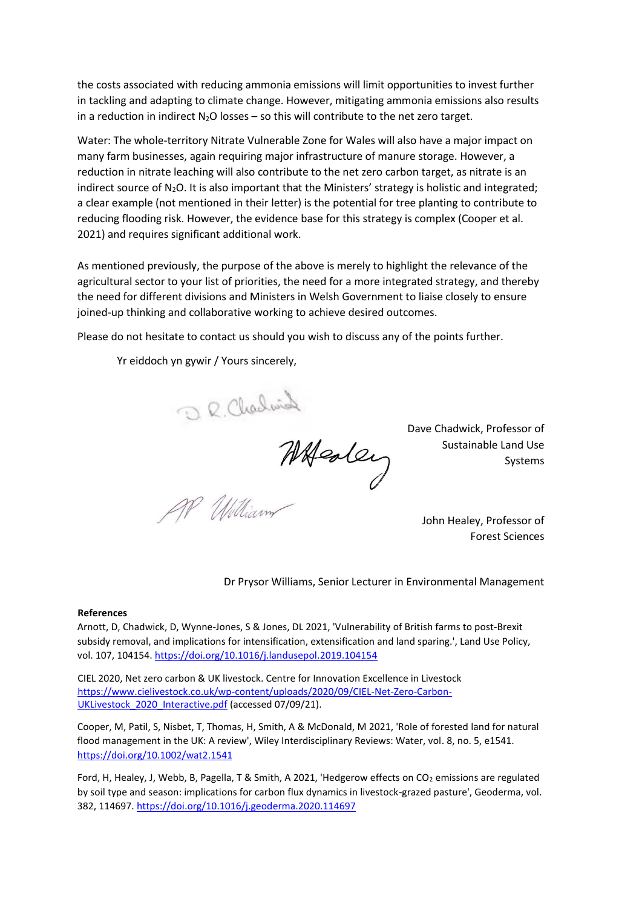the costs associated with reducing ammonia emissions will limit opportunities to invest further in tackling and adapting to climate change. However, mitigating ammonia emissions also results in a reduction in indirect $N_2O$ losses – so this will contribute to the net zero target.

Water: The whole-territory Nitrate Vulnerable Zone for Wales will also have a major impact on many farm businesses, again requiring major infrastructure of manure storage. However, a reduction in nitrate leaching will also contribute to the net zero carbon target, as nitrate is an indirect source of $N_2O$. It is also important that the Ministers' strategy is holistic and integrated; a clear example (not mentioned in their letter) is the potential for tree planting to contribute to reducing flooding risk. However, the evidence base for this strategy is complex (Cooper et al. 2021) and requires significant additional work.

As mentioned previously, the purpose of the above is merely to highlight the relevance of the agricultural sector to your list of priorities, the need for a more integrated strategy, and thereby the need for different divisions and Ministers in Welsh Government to liaise closely to ensure joined-up thinking and collaborative working to achieve desired outcomes.

Please do not hesitate to contact us should you wish to discuss any of the points further.

Yr eiddoch yn gywir / Yours sincerely,

Dave Chadwick, Professor of Sustainable Land Use Systems

John Healey, Professor of Forest Sciences

Dr Prysor Williams, Senior Lecturer in Environmental Management

**References**

Arnott, D, Chadwick, D, Wynne-Jones, S & Jones, DL 2021, 'Vulnerability of British farms to post-Brexit subsidy removal, and implications for intensification, extensification and land sparing.', Land Use Policy, vol. 107, 104154. https://doi.org/10.1016/j.landusepol.2019.104154

CIEL 2020, Net zero carbon & UK livestock. Centre for Innovation Excellence in Livestock https://www.cielivestock.co.uk/wp-content/uploads/2020/09/CIEL-Net-Zero-Carbon-UKLivestock_2020_Interactive.pdf (accessed 07/09/21).

Cooper, M, Patil, S, Nisbet, T, Thomas, H, Smith, A & McDonald, M 2021, 'Role of forested land for natural flood management in the UK: A review', Wiley Interdisciplinary Reviews: Water, vol. 8, no. 5, e1541. https://doi.org/10.1002/wat2.1541

Ford, H, Healey, J, Webb, B, Pagella, T & Smith, A 2021, 'Hedgerow effects on $CO_2$ emissions are regulated by soil type and season: implications for carbon flux dynamics in livestock-grazed pasture', Geoderma, vol. 382, 114697. https://doi.org/10.1016/j.geoderma.2020.114697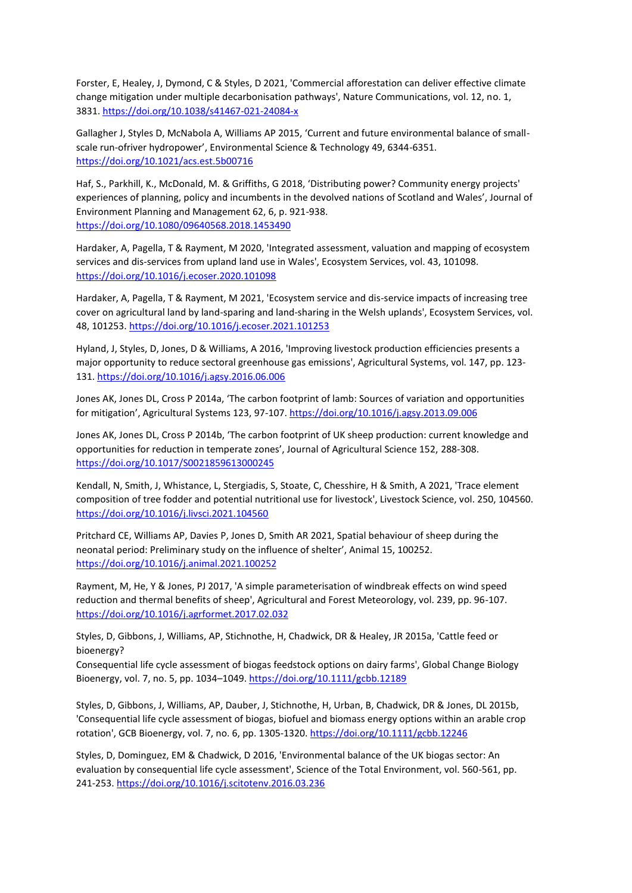Forster, E, Healey, J, Dymond, C & Styles, D 2021, 'Commercial afforestation can deliver effective climate change mitigation under multiple decarbonisation pathways', Nature Communications, vol. 12, no. 1, 3831. https://doi.org/10.1038/s41467-021-24084-x

Gallagher J, Styles D, McNabola A, Williams AP 2015, 'Current and future environmental balance of small-scale run-ofriver hydropower', Environmental Science & Technology 49, 6344-6351. https://doi.org/10.1021/acs.est.5b00716

Haf, S., Parkhill, K., McDonald, M. & Griffiths, G 2018, 'Distributing power? Community energy projects' experiences of planning, policy and incumbents in the devolved nations of Scotland and Wales', Journal of Environment Planning and Management 62, 6, p. 921-938. https://doi.org/10.1080/09640568.2018.1453490

Hardaker, A, Pagella, T & Rayment, M 2020, 'Integrated assessment, valuation and mapping of ecosystem services and dis-services from upland land use in Wales', Ecosystem Services, vol. 43, 101098. https://doi.org/10.1016/j.ecoser.2020.101098

Hardaker, A, Pagella, T & Rayment, M 2021, 'Ecosystem service and dis-service impacts of increasing tree cover on agricultural land by land-sparing and land-sharing in the Welsh uplands', Ecosystem Services, vol. 48, 101253. https://doi.org/10.1016/j.ecoser.2021.101253

Hyland, J, Styles, D, Jones, D & Williams, A 2016, 'Improving livestock production efficiencies presents a major opportunity to reduce sectoral greenhouse gas emissions', Agricultural Systems, vol. 147, pp. 123-131. https://doi.org/10.1016/j.agsy.2016.06.006

Jones AK, Jones DL, Cross P 2014a, 'The carbon footprint of lamb: Sources of variation and opportunities for mitigation', Agricultural Systems 123, 97-107. https://doi.org/10.1016/j.agsy.2013.09.006

Jones AK, Jones DL, Cross P 2014b, 'The carbon footprint of UK sheep production: current knowledge and opportunities for reduction in temperate zones', Journal of Agricultural Science 152, 288-308. https://doi.org/10.1017/S0021859613000245

Kendall, N, Smith, J, Whistance, L, Stergiadis, S, Stoate, C, Chesshire, H & Smith, A 2021, 'Trace element composition of tree fodder and potential nutritional use for livestock', Livestock Science, vol. 250, 104560. https://doi.org/10.1016/j.livsci.2021.104560

Pritchard CE, Williams AP, Davies P, Jones D, Smith AR 2021, Spatial behaviour of sheep during the neonatal period: Preliminary study on the influence of shelter', Animal 15, 100252. https://doi.org/10.1016/j.animal.2021.100252

Rayment, M, He, Y & Jones, PJ 2017, 'A simple parameterisation of windbreak effects on wind speed reduction and thermal benefits of sheep', Agricultural and Forest Meteorology, vol. 239, pp. 96-107. https://doi.org/10.1016/j.agrformet.2017.02.032

Styles, D, Gibbons, J, Williams, AP, Stichnothe, H, Chadwick, DR & Healey, JR 2015a, 'Cattle feed or bioenergy?
Consequential life cycle assessment of biogas feedstock options on dairy farms', Global Change Biology Bioenergy, vol. 7, no. 5, pp. 1034–1049. https://doi.org/10.1111/gcbb.12189

Styles, D, Gibbons, J, Williams, AP, Dauber, J, Stichnothe, H, Urban, B, Chadwick, DR & Jones, DL 2015b, 'Consequential life cycle assessment of biogas, biofuel and biomass energy options within an arable crop rotation', GCB Bioenergy, vol. 7, no. 6, pp. 1305-1320. https://doi.org/10.1111/gcbb.12246

Styles, D, Dominguez, EM & Chadwick, D 2016, 'Environmental balance of the UK biogas sector: An evaluation by consequential life cycle assessment', Science of the Total Environment, vol. 560-561, pp. 241-253. https://doi.org/10.1016/j.scitotenv.2016.03.236